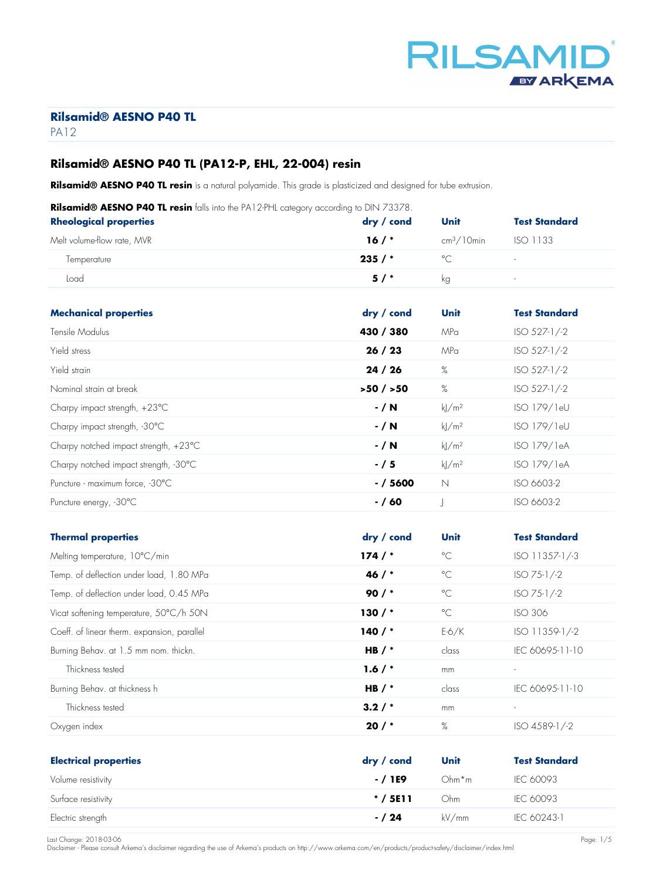# Rilsamid® AESNO P40 TL

PA12

## Rilsamid® AESNO P40 TL (PA12-P, EHL, 22-004) resin

**Rilsamid® AESNO P40 TL resin** is a natural polyamide. This grade is plasticized and designed for tube extrusion.

**Rilsamid® AESNO P40 TL resin** falls into the PA12-PHL category according to DIN 73378.

| Rheological properties | dry / cond | Unit | Test Standard |
|---|---|---|---|
| Melt volume-flow rate, MVR | **16 / *** | $cm^3/10min$ | ISO 1133 |
| Temperature | **235 / *** | °C | - |
| Load | **5 / *** | kg | - |

| Mechanical properties | dry / cond | Unit | Test Standard |
|---|---|---|---|
| Tensile Modulus | **430 / 380** | MPa | ISO 527-1/-2 |
| Yield stress | **26 / 23** | MPa | ISO 527-1/-2 |
| Yield strain | **24 / 26** | % | ISO 527-1/-2 |
| Nominal strain at break | **>50 / >50** | % | ISO 527-1/-2 |
| Charpy impact strength, +23°C | **- / N** | $kJ/m^2$ | ISO 179/1eU |
| Charpy impact strength, -30°C | **- / N** | $kJ/m^2$ | ISO 179/1eU |
| Charpy notched impact strength, +23°C | **- / N** | $kJ/m^2$ | ISO 179/1eA |
| Charpy notched impact strength, -30°C | **- / 5** | $kJ/m^2$ | ISO 179/1eA |
| Puncture - maximum force, -30°C | **- / 5600** | N | ISO 6603-2 |
| Puncture energy, -30°C | **- / 60** | J | ISO 6603-2 |

| Thermal properties | dry / cond | Unit | Test Standard |
|---|---|---|---|
| Melting temperature, 10°C/min | **174 / *** | °C | ISO 11357-1/-3 |
| Temp. of deflection under load, 1.80 MPa | **46 / *** | °C | ISO 75-1/-2 |
| Temp. of deflection under load, 0.45 MPa | **90 / *** | °C | ISO 75-1/-2 |
| Vicat softening temperature, 50°C/h 50N | **130 / *** | °C | ISO 306 |
| Coeff. of linear therm. expansion, parallel | **140 / *** | E-6/K | ISO 11359-1/-2 |
| Burning Behav. at 1.5 mm nom. thickn. | **HB / *** | class | IEC 60695-11-10 |
| Thickness tested | **1.6 / *** | mm | - |
| Burning Behav. at thickness h | **HB / *** | class | IEC 60695-11-10 |
| Thickness tested | **3.2 / *** | mm | - |
| Oxygen index | **20 / *** | % | ISO 4589-1/-2 |

| Electrical properties | dry / cond | Unit | Test Standard |
|---|---|---|---|
| Volume resistivity | **- / 1E9** | Ohm*m | IEC 60093 |
| Surface resistivity | *** / 5E11** | Ohm | IEC 60093 |
| Electric strength | **- / 24** | kV/mm | IEC 60243-1 |

Last Change: 2018-03-06

Disclaimer - Please consult Arkema's disclaimer regarding the use of Arkema's products on http://www.arkema.com/en/products/product-safety/disclaimer/index.html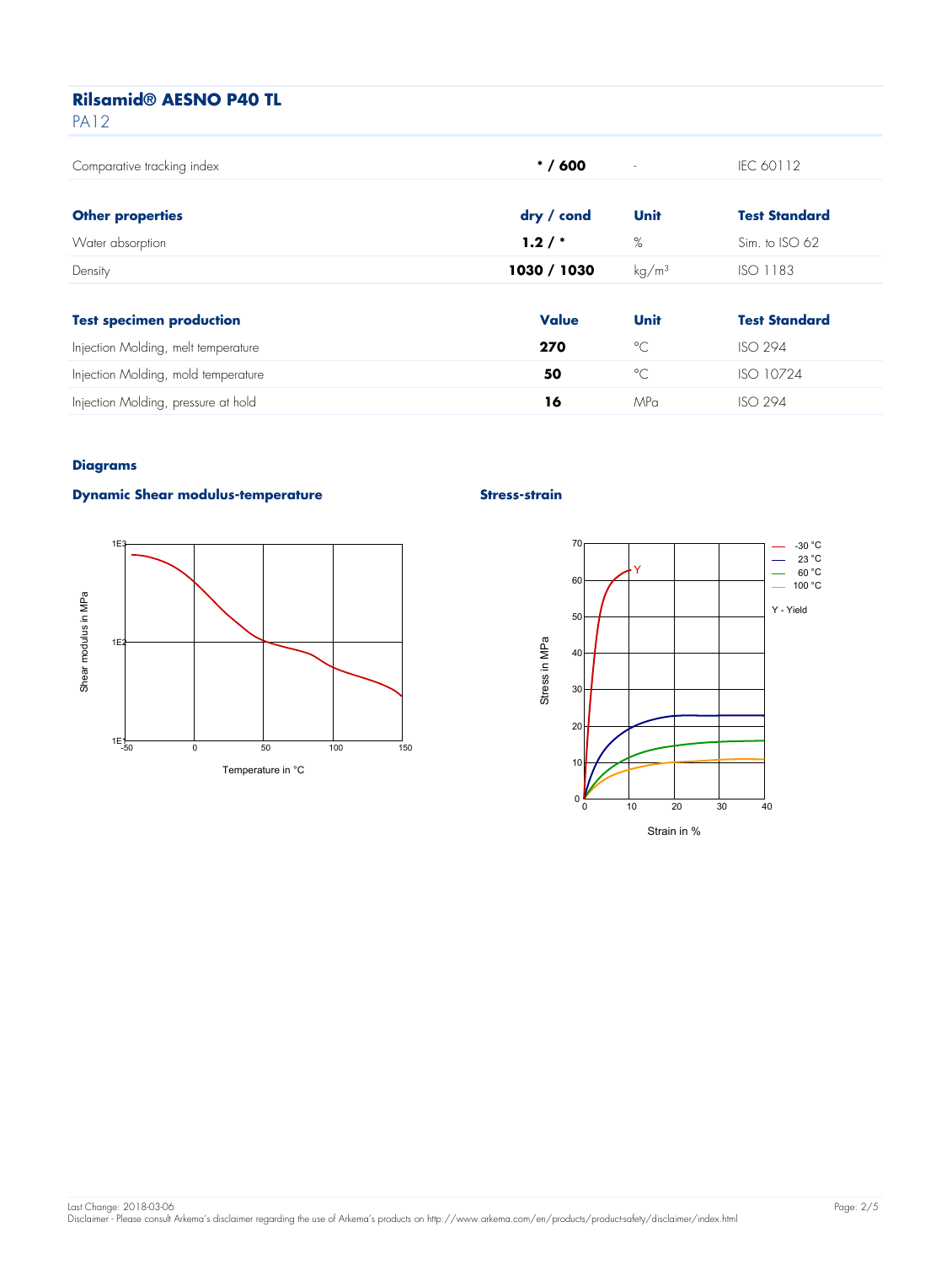# Rilsamid® AESNO P40 TL

PA12

| | | | |
|---|---|---|---|
| Comparative tracking index | * / 600 | - | IEC 60112 |

| Other properties | dry / cond | Unit | Test Standard |
|---|---|---|---|
| Water absorption | 1.2 / * | % | Sim. to ISO 62 |
| Density | 1030 / 1030 | kg/m³ | ISO 1183 |

| Test specimen production | Value | Unit | Test Standard |
|---|---|---|---|
| Injection Molding, melt temperature | 270 | °C | ISO 294 |
| Injection Molding, mold temperature | 50 | °C | ISO 10724 |
| Injection Molding, pressure at hold | 16 | MPa | ISO 294 |

## Diagrams

### Dynamic Shear modulus-temperature

Shear modulus in MPa (1E1 – 1E3) vs. Temperature in °C (-50 – 150)

### Stress-strain

Stress in MPa (0 – 70) vs. Strain in % (0 – 40)

Legend: -30 °C, 23 °C, 60 °C, 100 °C

Y - Yield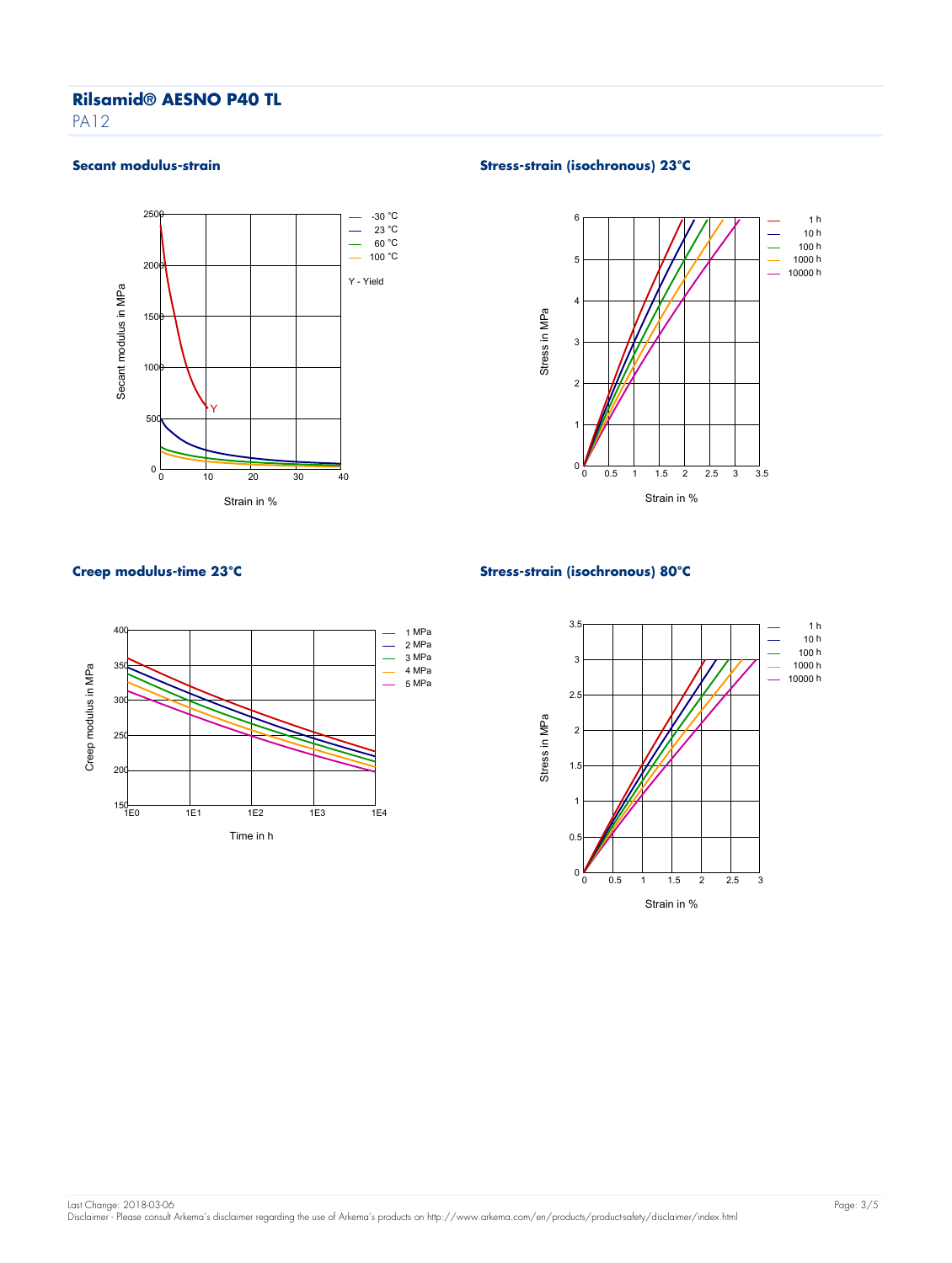# Rilsamid® AESNO P40 TL

PA12

## Secant modulus-strain

Secant modulus in MPa

Strain in %

- -30 °C
- 23 °C
- 60 °C
- 100 °C

Y - Yield

## Stress-strain (isochronous) 23°C

Stress in MPa

Strain in %

- 1 h
- 10 h
- 100 h
- 1000 h
- 10000 h

## Creep modulus-time 23°C

Creep modulus in MPa

Time in h

- 1 MPa
- 2 MPa
- 3 MPa
- 4 MPa
- 5 MPa

## Stress-strain (isochronous) 80°C

Stress in MPa

Strain in %

- 1 h
- 10 h
- 100 h
- 1000 h
- 10000 h

Last Change: 2018-03-06

Disclaimer - Please consult Arkema's disclaimer regarding the use of Arkema's products on http://www.arkema.com/en/products/product-safety/disclaimer/index.html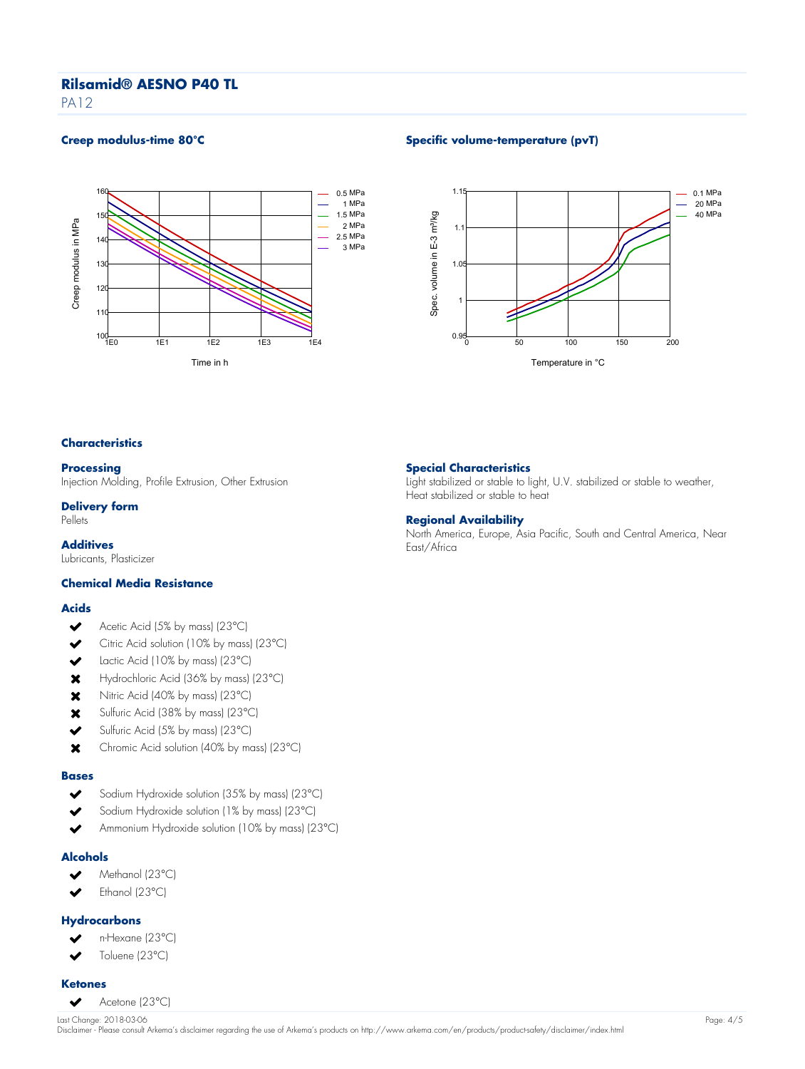# Rilsamid® AESNO P40 TL

PA12

### Creep modulus-time 80°C

### Specific volume-temperature (pvT)

## Characteristics

### Processing

Injection Molding, Profile Extrusion, Other Extrusion

### Delivery form

Pellets

### Additives

Lubricants, Plasticizer

### Special Characteristics

Light stabilized or stable to light, U.V. stabilized or stable to weather, Heat stabilized or stable to heat

### Regional Availability

North America, Europe, Asia Pacific, South and Central America, Near East/Africa

### Chemical Media Resistance

#### Acids

- ✔ Acetic Acid (5% by mass) (23°C)
- ✔ Citric Acid solution (10% by mass) (23°C)
- ✔ Lactic Acid (10% by mass) (23°C)
- ✖ Hydrochloric Acid (36% by mass) (23°C)
- ✖ Nitric Acid (40% by mass) (23°C)
- ✖ Sulfuric Acid (38% by mass) (23°C)
- ✔ Sulfuric Acid (5% by mass) (23°C)
- ✖ Chromic Acid solution (40% by mass) (23°C)

#### Bases

- ✔ Sodium Hydroxide solution (35% by mass) (23°C)
- ✔ Sodium Hydroxide solution (1% by mass) (23°C)
- ✔ Ammonium Hydroxide solution (10% by mass) (23°C)

#### Alcohols

- ✔ Methanol (23°C)
- ✔ Ethanol (23°C)

#### Hydrocarbons

- ✔ n-Hexane (23°C)
- ✔ Toluene (23°C)

#### Ketones

- ✔ Acetone (23°C)

Last Change: 2018-03-06

Disclaimer - Please consult Arkema's disclaimer regarding the use of Arkema's products on http://www.arkema.com/en/products/product-safety/disclaimer/index.html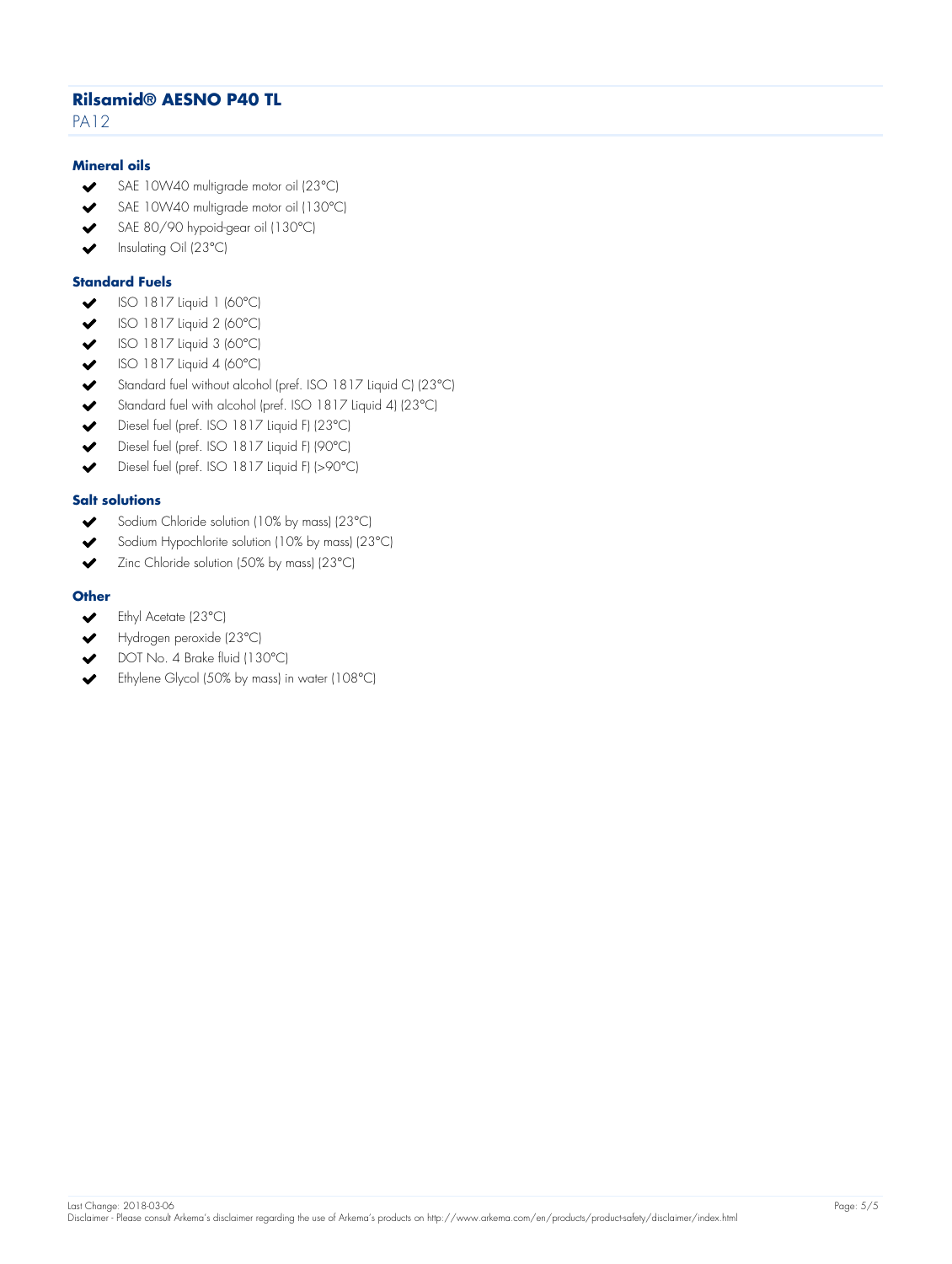# Rilsamid® AESNO P40 TL

PA12

### Mineral oils

- ✔ SAE 10W40 multigrade motor oil (23°C)
- ✔ SAE 10W40 multigrade motor oil (130°C)
- ✔ SAE 80/90 hypoid-gear oil (130°C)
- ✔ Insulating Oil (23°C)

### Standard Fuels

- ✔ ISO 1817 Liquid 1 (60°C)
- ✔ ISO 1817 Liquid 2 (60°C)
- ✔ ISO 1817 Liquid 3 (60°C)
- ✔ ISO 1817 Liquid 4 (60°C)
- ✔ Standard fuel without alcohol (pref. ISO 1817 Liquid C) (23°C)
- ✔ Standard fuel with alcohol (pref. ISO 1817 Liquid 4) (23°C)
- ✔ Diesel fuel (pref. ISO 1817 Liquid F) (23°C)
- ✔ Diesel fuel (pref. ISO 1817 Liquid F) (90°C)
- ✔ Diesel fuel (pref. ISO 1817 Liquid F) (>90°C)

### Salt solutions

- ✔ Sodium Chloride solution (10% by mass) (23°C)
- ✔ Sodium Hypochlorite solution (10% by mass) (23°C)
- ✔ Zinc Chloride solution (50% by mass) (23°C)

### Other

- ✔ Ethyl Acetate (23°C)
- ✔ Hydrogen peroxide (23°C)
- ✔ DOT No. 4 Brake fluid (130°C)
- ✔ Ethylene Glycol (50% by mass) in water (108°C)

Last Change: 2018-03-06

Disclaimer - Please consult Arkema's disclaimer regarding the use of Arkema's products on http://www.arkema.com/en/products/product-safety/disclaimer/index.html